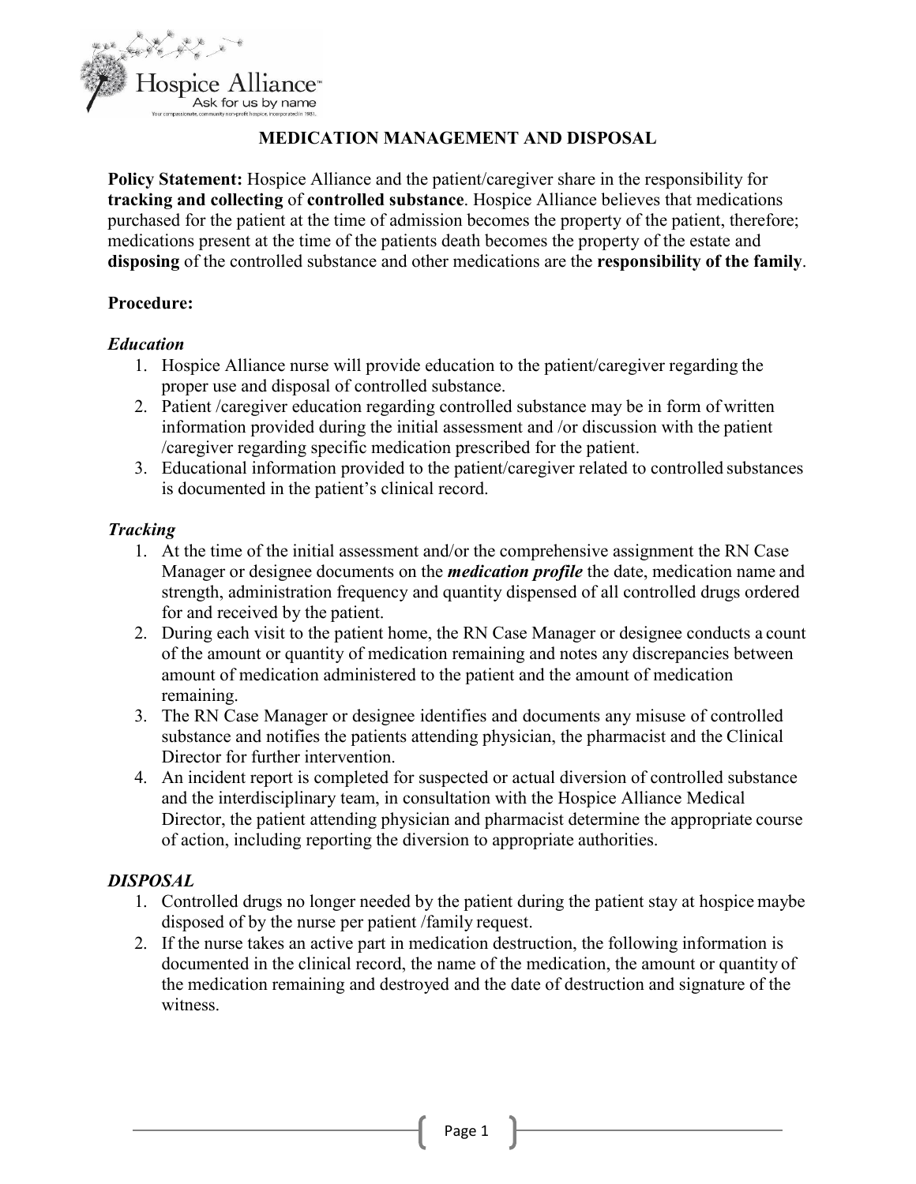Hospice Alliance

Ask for us by name

Your compassionate, community non-profit hospice, incorporated in 1981.

# MEDICATION MANAGEMENT AND DISPOSAL

**Policy Statement:** Hospice Alliance and the patient/caregiver share in the responsibility for **tracking and collecting** of **controlled substance**. Hospice Alliance believes that medications purchased for the patient at the time of admission becomes the property of the patient, therefore; medications present at the time of the patients death becomes the property of the estate and **disposing** of the controlled substance and other medications are the **responsibility of the family**.

**Procedure:**

***Education***

1. Hospice Alliance nurse will provide education to the patient/caregiver regarding the proper use and disposal of controlled substance.
2. Patient /caregiver education regarding controlled substance may be in form of written information provided during the initial assessment and /or discussion with the patient /caregiver regarding specific medication prescribed for the patient.
3. Educational information provided to the patient/caregiver related to controlled substances is documented in the patient's clinical record.

***Tracking***

1. At the time of the initial assessment and/or the comprehensive assignment the RN Case Manager or designee documents on the ***medication profile*** the date, medication name and strength, administration frequency and quantity dispensed of all controlled drugs ordered for and received by the patient.
2. During each visit to the patient home, the RN Case Manager or designee conducts a count of the amount or quantity of medication remaining and notes any discrepancies between amount of medication administered to the patient and the amount of medication remaining.
3. The RN Case Manager or designee identifies and documents any misuse of controlled substance and notifies the patients attending physician, the pharmacist and the Clinical Director for further intervention.
4. An incident report is completed for suspected or actual diversion of controlled substance and the interdisciplinary team, in consultation with the Hospice Alliance Medical Director, the patient attending physician and pharmacist determine the appropriate course of action, including reporting the diversion to appropriate authorities.

***DISPOSAL***

1. Controlled drugs no longer needed by the patient during the patient stay at hospice maybe disposed of by the nurse per patient /family request.
2. If the nurse takes an active part in medication destruction, the following information is documented in the clinical record, the name of the medication, the amount or quantity of the medication remaining and destroyed and the date of destruction and signature of the witness.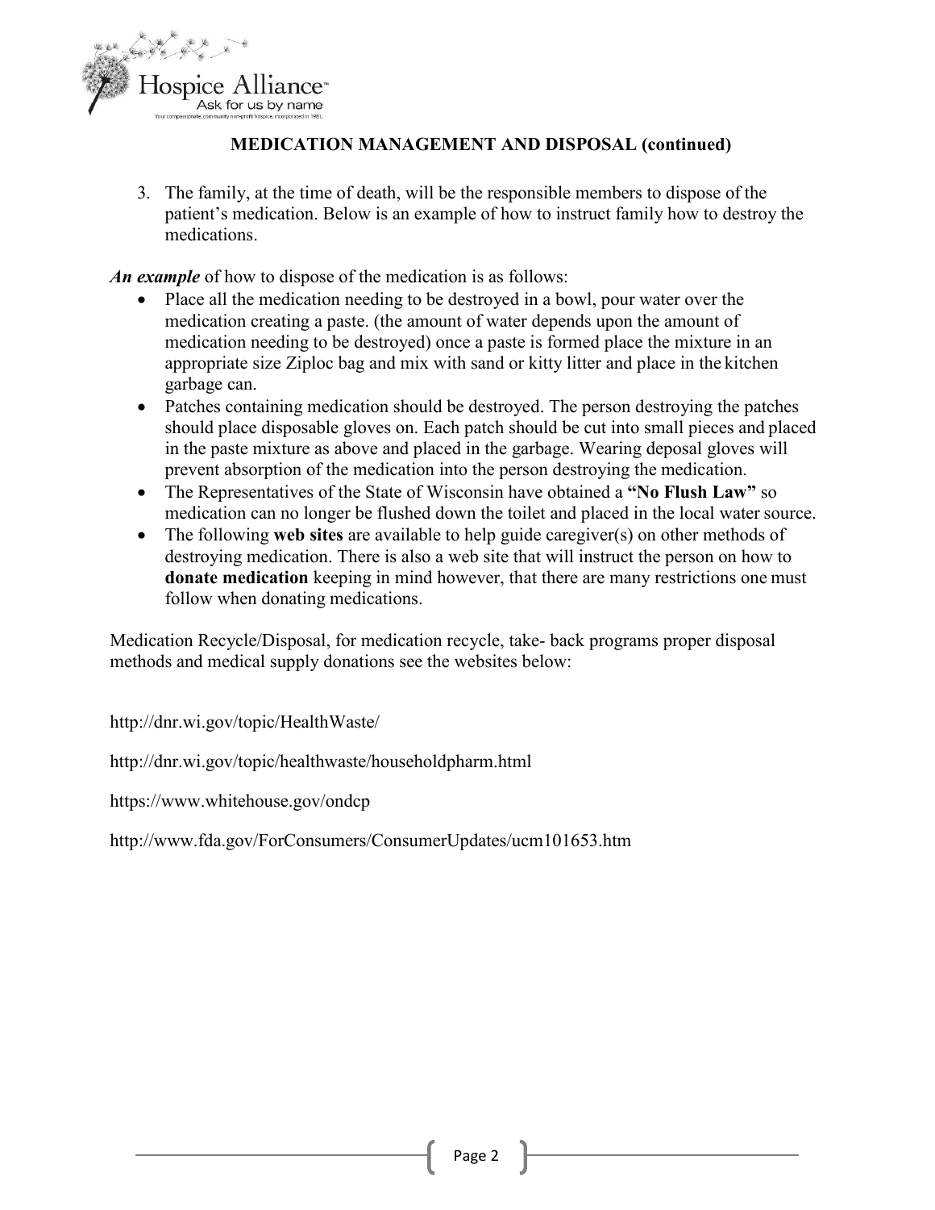**MEDICATION MANAGEMENT AND DISPOSAL (continued)**

3. The family, at the time of death, will be the responsible members to dispose of the patient's medication. Below is an example of how to instruct family how to destroy the medications.

***An example*** of how to dispose of the medication is as follows:

- Place all the medication needing to be destroyed in a bowl, pour water over the medication creating a paste. (the amount of water depends upon the amount of medication needing to be destroyed) once a paste is formed place the mixture in an appropriate size Ziploc bag and mix with sand or kitty litter and place in the kitchen garbage can.
- Patches containing medication should be destroyed. The person destroying the patches should place disposable gloves on. Each patch should be cut into small pieces and placed in the paste mixture as above and placed in the garbage. Wearing deposal gloves will prevent absorption of the medication into the person destroying the medication.
- The Representatives of the State of Wisconsin have obtained a **"No Flush Law"** so medication can no longer be flushed down the toilet and placed in the local water source.
- The following **web sites** are available to help guide caregiver(s) on other methods of destroying medication. There is also a web site that will instruct the person on how to **donate medication** keeping in mind however, that there are many restrictions one must follow when donating medications.

Medication Recycle/Disposal, for medication recycle, take- back programs proper disposal methods and medical supply donations see the websites below:

http://dnr.wi.gov/topic/HealthWaste/

http://dnr.wi.gov/topic/healthwaste/householdpharm.html

https://www.whitehouse.gov/ondcp

http://www.fda.gov/ForConsumers/ConsumerUpdates/ucm101653.htm